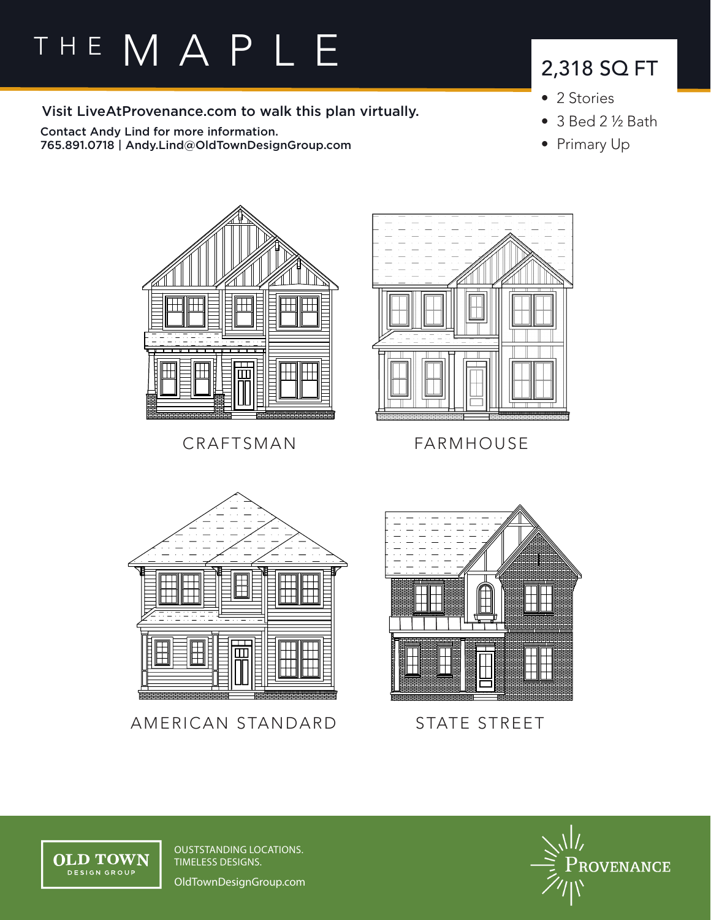# THE MAPLE

## 2,318 SQ FT

- 2 Stories
- 3 Bed 2 ½ Bath
- Primary Up

Visit LiveAtProvenance.com to walk this plan virtually.

Contact Andy Lind for more information.
765.891.0718 | Andy.Lind@OldTownDesignGroup.com

CRAFTSMAN

FARMHOUSE

AMERICAN STANDARD

STATE STREET

OLD TOWN DESIGN GROUP

OUSTSTANDING LOCATIONS.
TIMELESS DESIGNS.

OldTownDesignGroup.com

PROVENANCE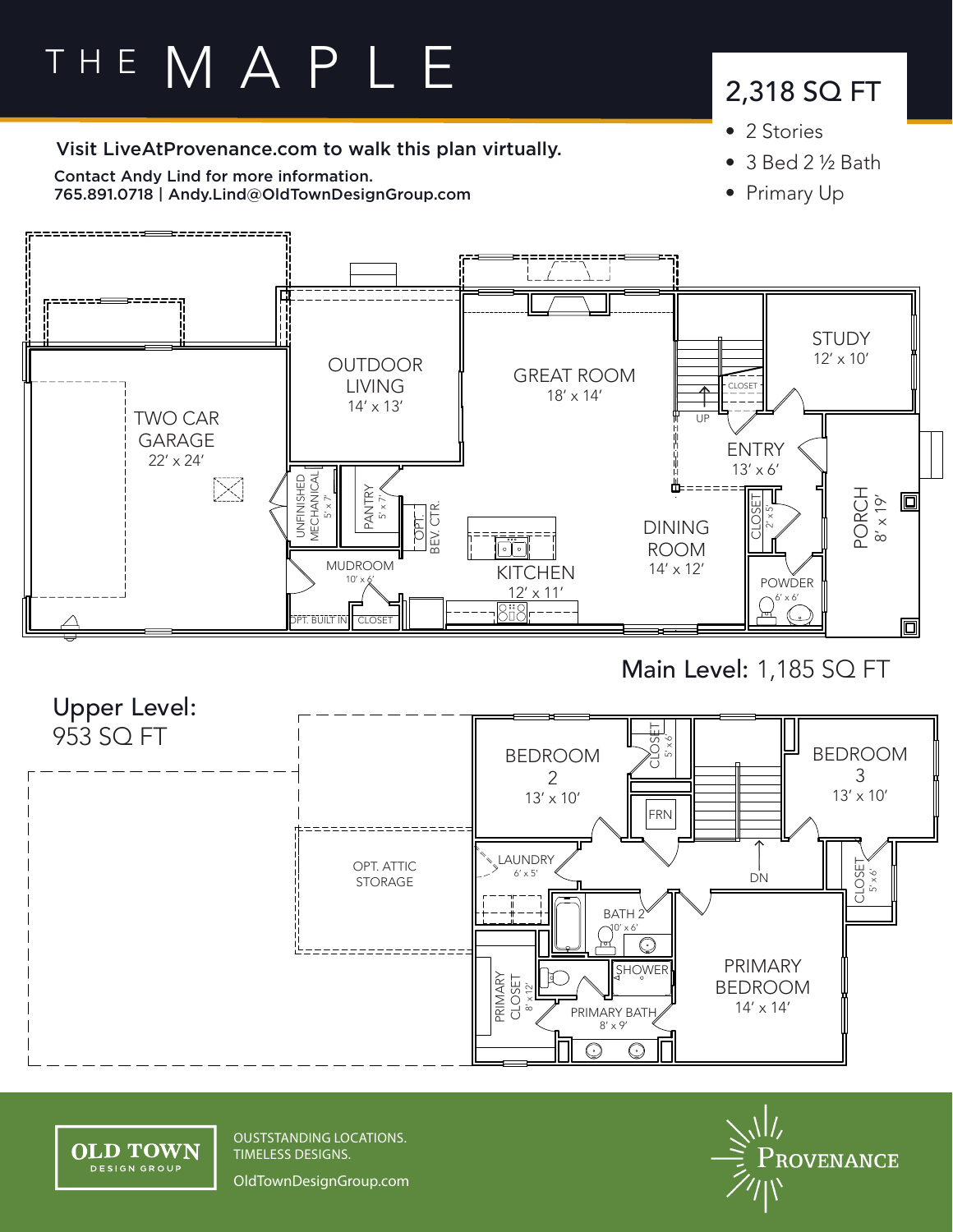# THE MAPLE

## 2,318 SQ FT

- 2 Stories
- 3 Bed 2 ½ Bath
- Primary Up

Visit LiveAtProvenance.com to walk this plan virtually.

Contact Andy Lind for more information.
765.891.0718 | Andy.Lind@OldTownDesignGroup.com

TWO CAR GARAGE
22′ x 24′

OUTDOOR LIVING
14′ x 13′

GREAT ROOM
18′ x 14′

STUDY
12′ x 10′

CLOSET

UP

ENTRY
13′ x 6′

PORCH
8′ x 19′

UNFINISHED MECHANICAL
5′ x 7′

PANTRY
5′ x 7′

OPT. BEV. CTR.

KITCHEN
12′ x 11′

DINING ROOM
14′ x 12′

CLOSET
2′ x 5′

POWDER
6′ x 6′

MUDROOM
10′ x 6′

OPT. BUILT IN

CLOSET

## Main Level: 1,185 SQ FT

## Upper Level: 953 SQ FT

BEDROOM 2
13′ x 10′

CLOSET
5′ x 6′

FRN

BEDROOM 3
13′ x 10′

OPT. ATTIC STORAGE

LAUNDRY
6′ x 5′

DN

CLOSET
5′ x 6′

BATH 2
10′ x 6′

SHOWER

PRIMARY BEDROOM
14′ x 14′

PRIMARY CLOSET
8′ x 12′

PRIMARY BATH
8′ x 9′

OLD TOWN DESIGN GROUP

OUSTSTANDING LOCATIONS.
TIMELESS DESIGNS.

OldTownDesignGroup.com

PROVENANCE